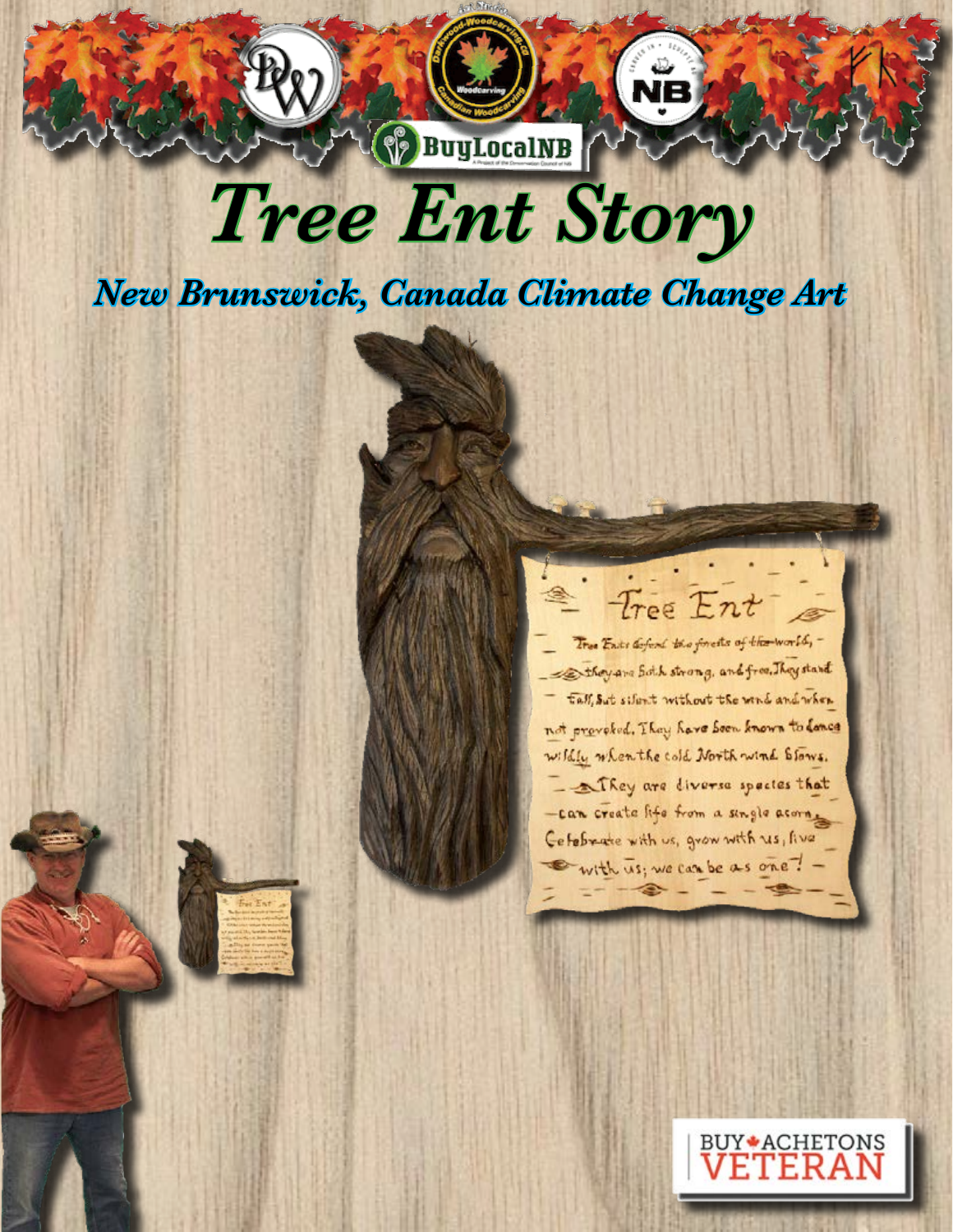# Tree Ent Story

## New Brunswick, Canada Climate Change Art

**Tree Ent**

Tree Ents defend the forests of the world, they are both strong, and free. They stand tall, but silent without the wind and when not provoked. They have been known to dance wildly when the cold North wind blows. They are diverse species that can create life from a single acorn. Celebrate with us, grow with us, live with us; we can be as one!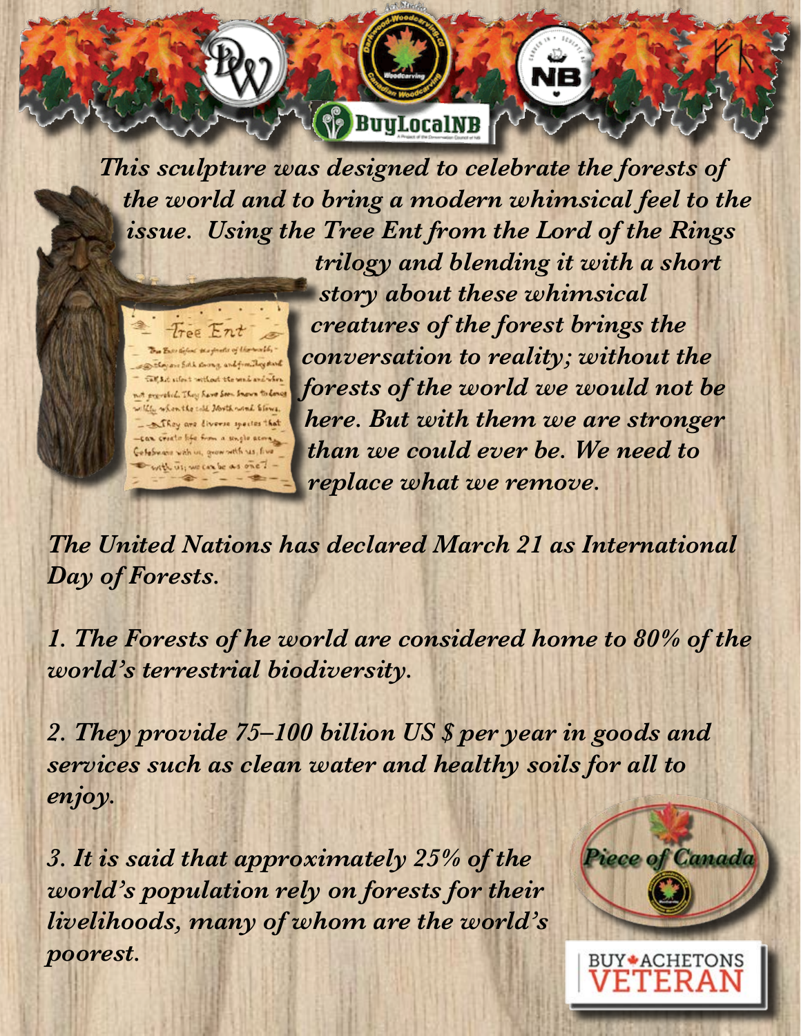*This sculpture was designed to celebrate the forests of the world and to bring a modern whimsical feel to the issue. Using the Tree Ent from the Lord of the Rings trilogy and blending it with a short story about these whimsical creatures of the forest brings the conversation to reality; without the forests of the world we would not be here. But with them we are stronger than we could ever be. We need to replace what we remove.*

*The United Nations has declared March 21 as International Day of Forests.*

*1. The Forests of he world are considered home to 80% of the world's terrestrial biodiversity.*

*2. They provide 75–100 billion US $ per year in goods and services such as clean water and healthy soils for all to enjoy.*

*3. It is said that approximately 25% of the world's population rely on forests for their livelihoods, many of whom are the world's poorest.*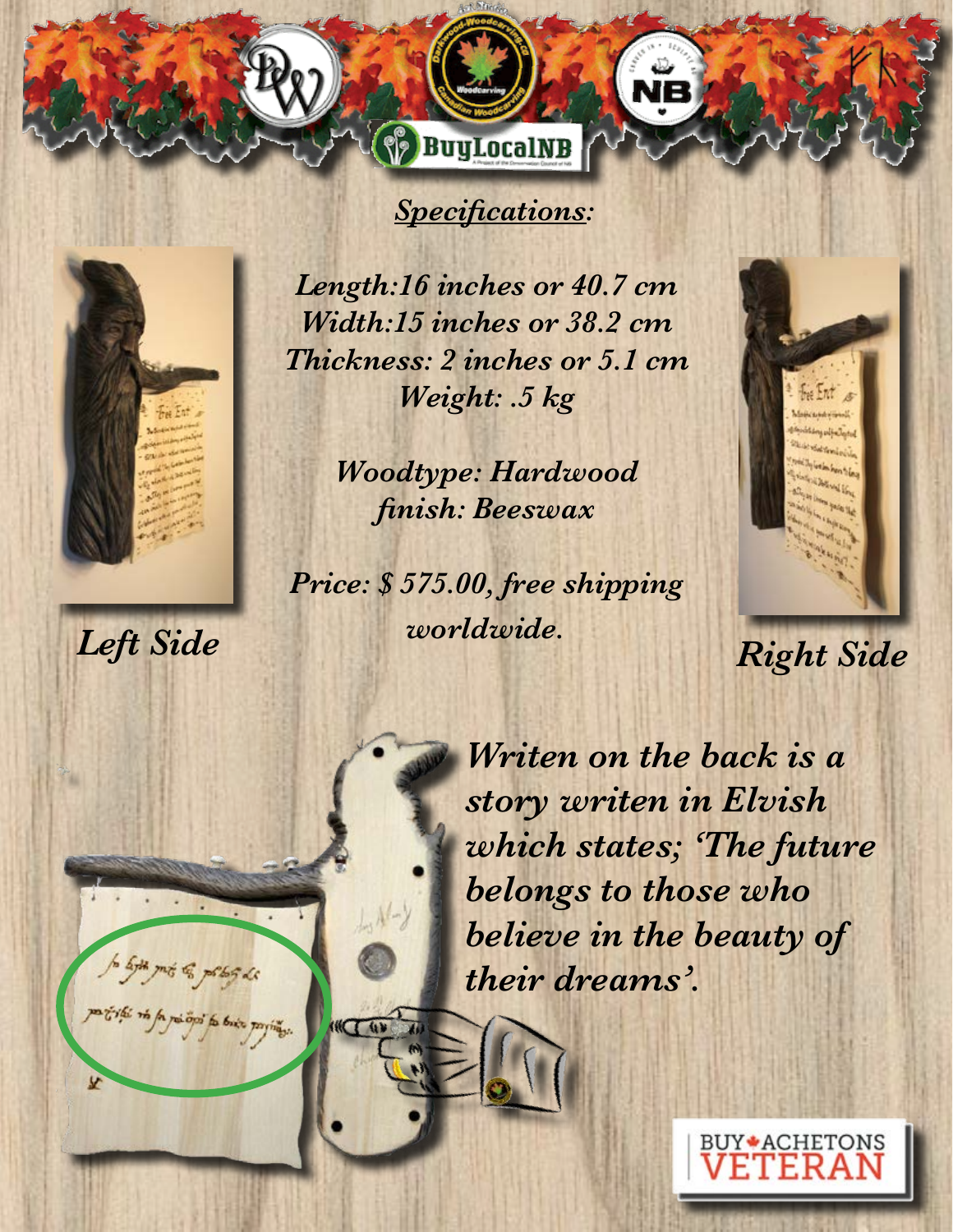## *Specifications:*

*Length:16 inches or 40.7 cm*
*Width:15 inches or 38.2 cm*
*Thickness: 2 inches or 5.1 cm*
*Weight: .5 kg*

*Woodtype: Hardwood*
*finish: Beeswax*

*Price: $ 575.00, free shipping worldwide.*

*Left Side*

*Right Side*

*Writen on the back is a story writen in Elvish which states; 'The future belongs to those who believe in the beauty of their dreams'.*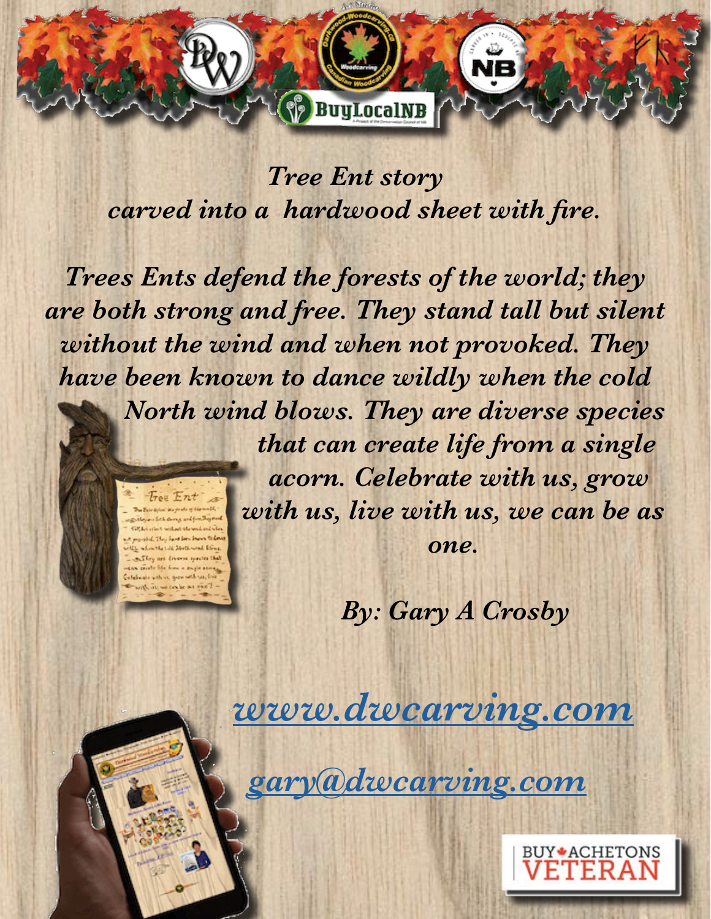*Tree Ent story*
*carved into a hardwood sheet with fire.*

*Trees Ents defend the forests of the world; they are both strong and free. They stand tall but silent without the wind and when not provoked. They have been known to dance wildly when the cold North wind blows. They are diverse species that can create life from a single acorn. Celebrate with us, grow with us, live with us, we can be as one.*

*By: Gary A Crosby*

[*www.dwcarving.com*](http://www.dwcarving.com)

[*gary@dwcarving.com*](mailto:gary@dwcarving.com)